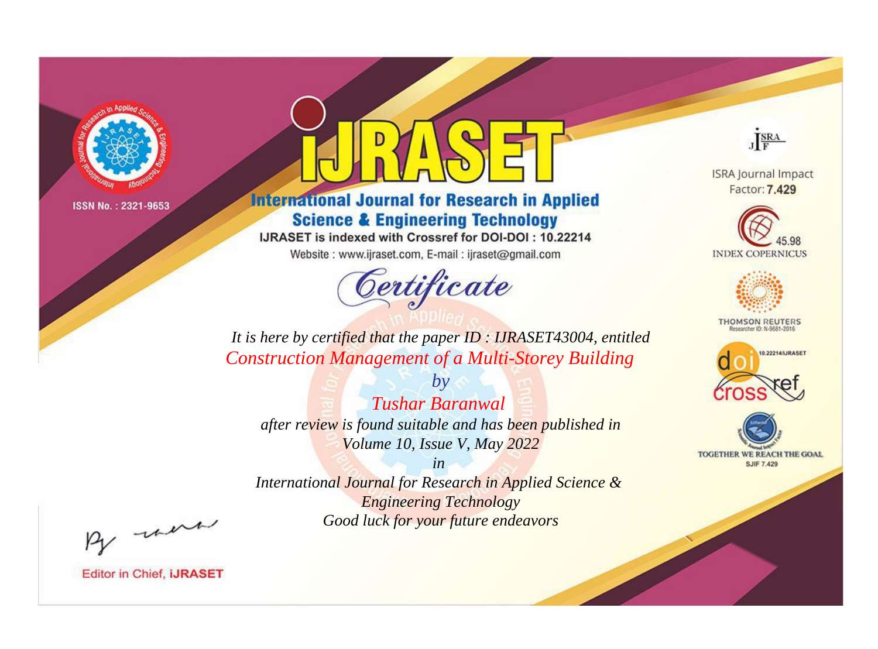ISSN No. : 2321-9653

# iJRASET

## International Journal for Research in Applied Science & Engineering Technology

IJRASET is indexed with Crossref for DOI-DOI : 10.22214

Website : www.ijraset.com, E-mail : ijraset@gmail.com

ISRA Journal Impact Factor: **7.429**

45.98 INDEX COPERNICUS

THOMSON REUTERS Researcher ID: N-9681-2016

10.22214/IJRASET

TOGETHER WE REACH THE GOAL SJIF 7.429

*Certificate*

*It is here by certified that the paper ID : IJRASET43004, entitled*

*Construction Management of a Multi-Storey Building*

*by*

*Tushar Baranwal*

*after review is found suitable and has been published in*

*Volume 10, Issue V, May 2022*

*in*

*International Journal for Research in Applied Science & Engineering Technology*

*Good luck for your future endeavors*

Editor in Chief, **iJRASET**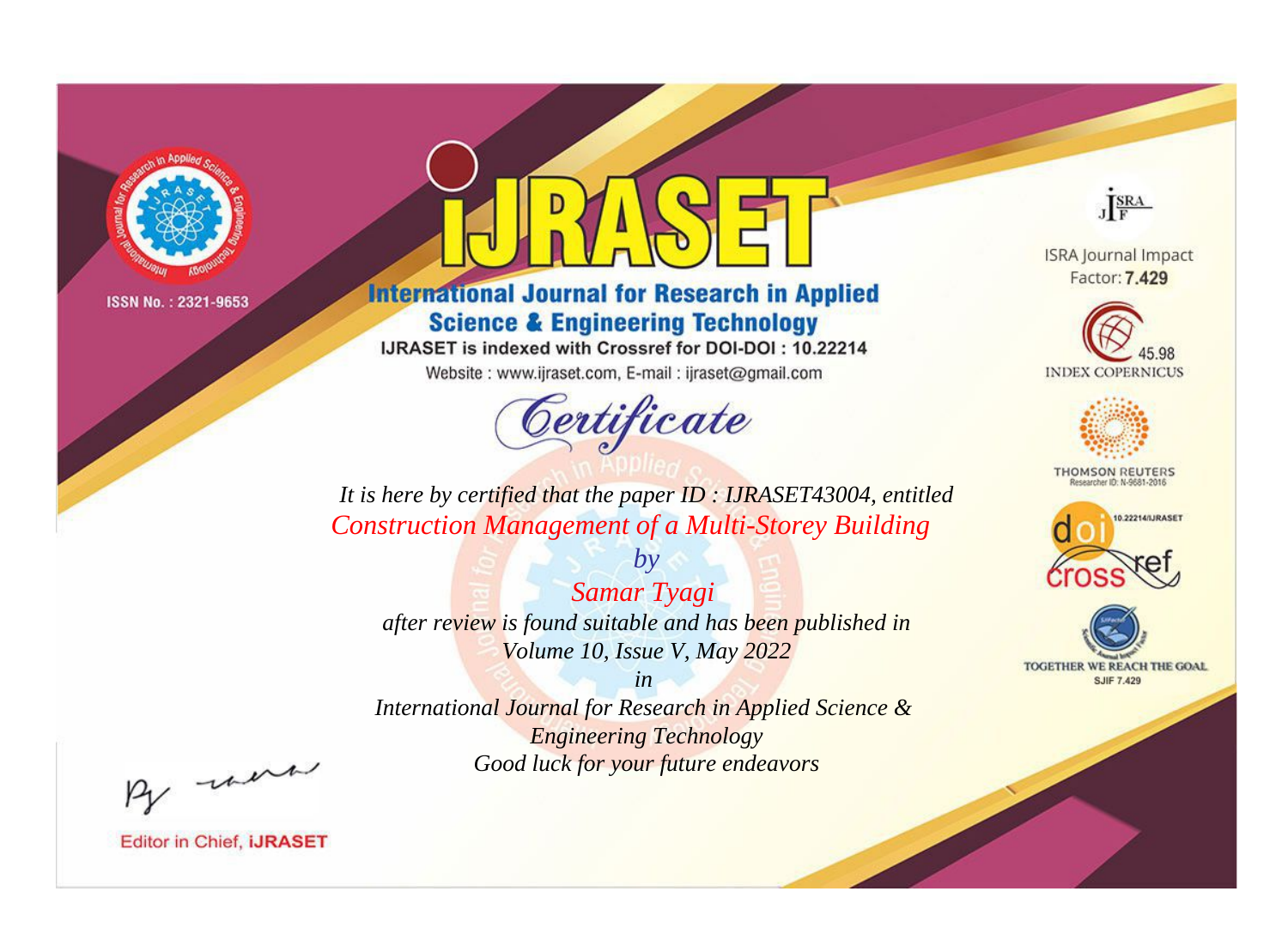ISSN No. : 2321-9653

# IJRASET

## International Journal for Research in Applied Science & Engineering Technology

IJRASET is indexed with Crossref for DOI-DOI : 10.22214

Website : www.ijraset.com, E-mail : ijraset@gmail.com

# *Certificate*

*It is here by certified that the paper ID : IJRASET43004, entitled*

*Construction Management of a Multi-Storey Building*

*by*

*Samar Tyagi*

*after review is found suitable and has been published in*

*Volume 10, Issue V, May 2022*

*in*

*International Journal for Research in Applied Science & Engineering Technology*

*Good luck for your future endeavors*

ISRA Journal Impact Factor: **7.429**

45.98 INDEX COPERNICUS

THOMSON REUTERS

Researcher ID: N-9681-2016

10.22214/IJRASET

TOGETHER WE REACH THE GOAL

SJIF 7.429

Editor in Chief, **iJRASET**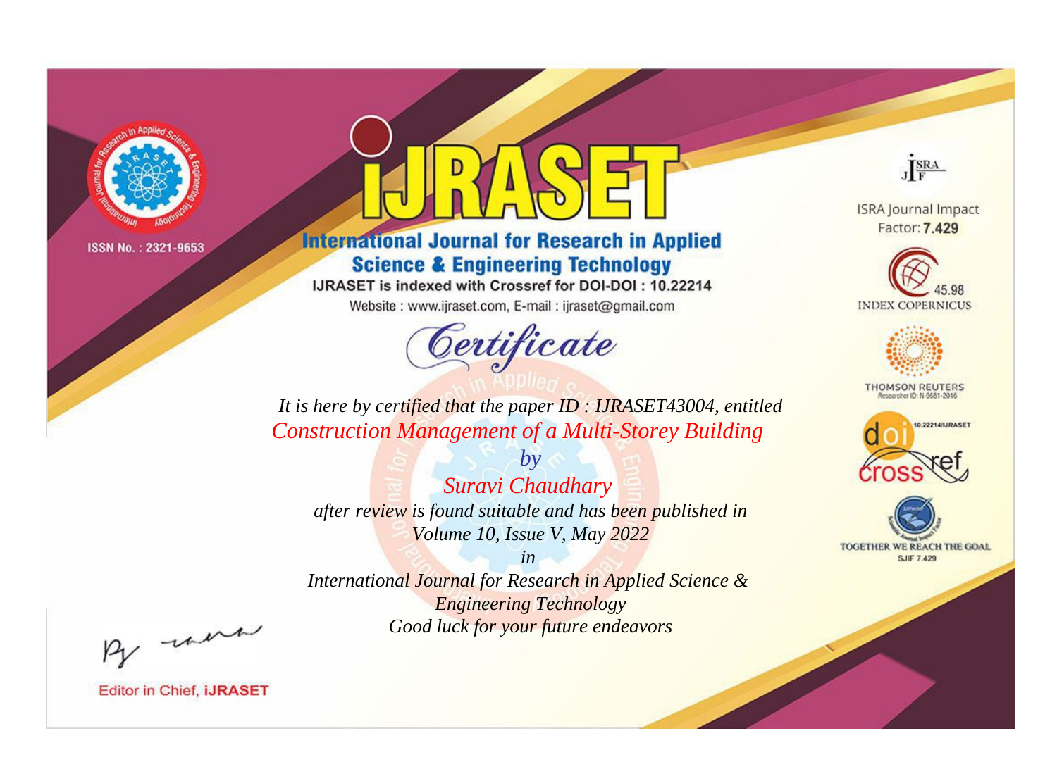ISSN No. : 2321-9653

# IJRASET

## International Journal for Research in Applied Science & Engineering Technology

IJRASET is indexed with Crossref for DOI-DOI : 10.22214

Website : www.ijraset.com, E-mail : ijraset@gmail.com

*Certificate*

*It is here by certified that the paper ID : IJRASET43004, entitled*

*Construction Management of a Multi-Storey Building*

*by*

*Suravi Chaudhary*

*after review is found suitable and has been published in*

*Volume 10, Issue V, May 2022*

*in*

*International Journal for Research in Applied Science & Engineering Technology*

*Good luck for your future endeavors*

ISRA Journal Impact Factor: **7.429**

45.98 INDEX COPERNICUS

THOMSON REUTERS Researcher ID: N-9681-2016

10.22214/IJRASET

TOGETHER WE REACH THE GOAL SJIF 7.429

Editor in Chief, **iJRASET**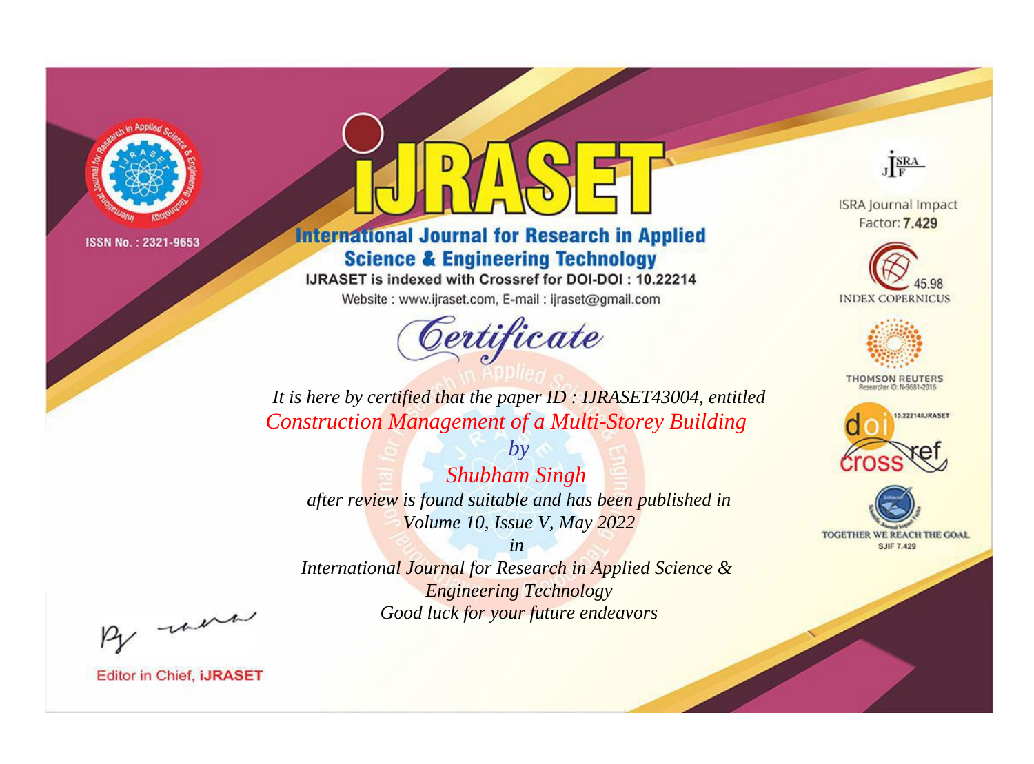ISSN No. : 2321-9653

# iJRASET

## International Journal for Research in Applied Science & Engineering Technology

IJRASET is indexed with Crossref for DOI-DOI : 10.22214

Website : www.ijraset.com, E-mail : ijraset@gmail.com

*Certificate*

*It is here by certified that the paper ID : IJRASET43004, entitled*

*Construction Management of a Multi-Storey Building*

*by*

*Shubham Singh*

*after review is found suitable and has been published in*

*Volume 10, Issue V, May 2022*

*in*

*International Journal for Research in Applied Science & Engineering Technology*

*Good luck for your future endeavors*

ISRA Journal Impact Factor: **7.429**

45.98 INDEX COPERNICUS

THOMSON REUTERS

Researcher ID: N-9681-2016

10.22214/IJRASET

TOGETHER WE REACH THE GOAL

SJIF 7.429

Editor in Chief, **iJRASET**